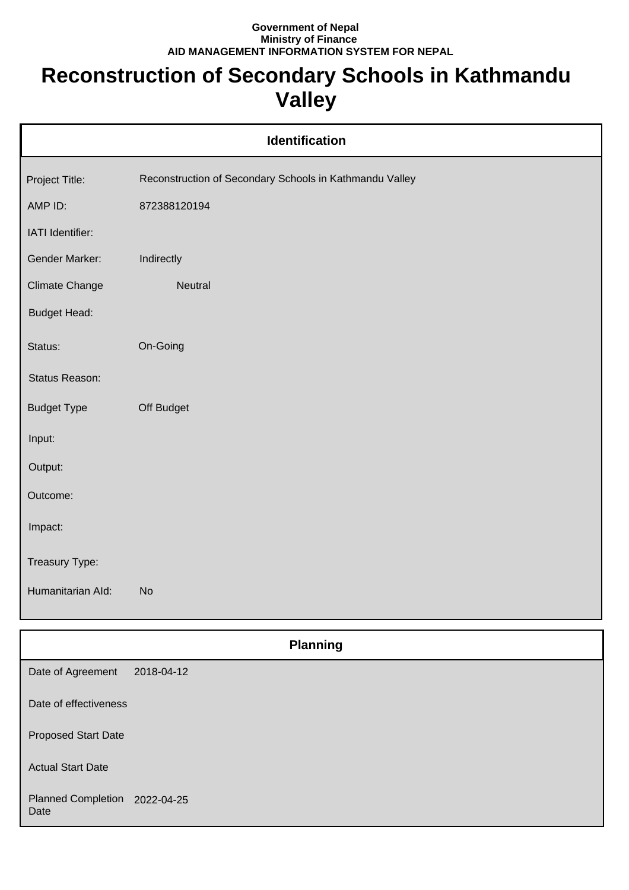**Government of Nepal**
**Ministry of Finance**
**AID MANAGEMENT INFORMATION SYSTEM FOR NEPAL**

# Reconstruction of Secondary Schools in Kathmandu Valley

## Identification

| | |
|---|---|
| Project Title: | Reconstruction of Secondary Schools in Kathmandu Valley |
| AMP ID: | 872388120194 |
| IATI Identifier: | |
| Gender Marker: | Indirectly |
| Climate Change | Neutral |
| Budget Head: | |
| Status: | On-Going |
| Status Reason: | |
| Budget Type | Off Budget |
| Input: | |
| Output: | |
| Outcome: | |
| Impact: | |
| Treasury Type: | |
| Humanitarian AId: | No |

## Planning

| | |
|---|---|
| Date of Agreement | 2018-04-12 |
| Date of effectiveness | |
| Proposed Start Date | |
| Actual Start Date | |
| Planned Completion Date | 2022-04-25 |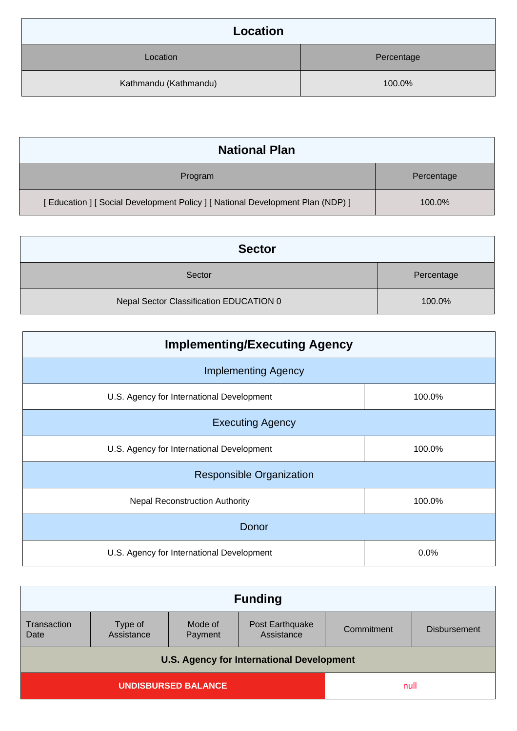## Location

| Location | Percentage |
|---|---|
| Kathmandu (Kathmandu) | 100.0% |

## National Plan

| Program | Percentage |
|---|---|
| [ Education ] [ Social Development Policy ] [ National Development Plan (NDP) ] | 100.0% |

## Sector

| Sector | Percentage |
|---|---|
| Nepal Sector Classification EDUCATION 0 | 100.0% |

## Implementing/Executing Agency

| Implementing Agency | |
|---|---|
| U.S. Agency for International Development | 100.0% |
| **Executing Agency** | |
| U.S. Agency for International Development | 100.0% |
| **Responsible Organization** | |
| Nepal Reconstruction Authority | 100.0% |
| **Donor** | |
| U.S. Agency for International Development | 0.0% |

## Funding

| Transaction Date | Type of Assistance | Mode of Payment | Post Earthquake Assistance | Commitment | Disbursement |
|---|---|---|---|---|---|
| **U.S. Agency for International Development** | | | | | |
| **UNDISBURSED BALANCE** | | | | null | |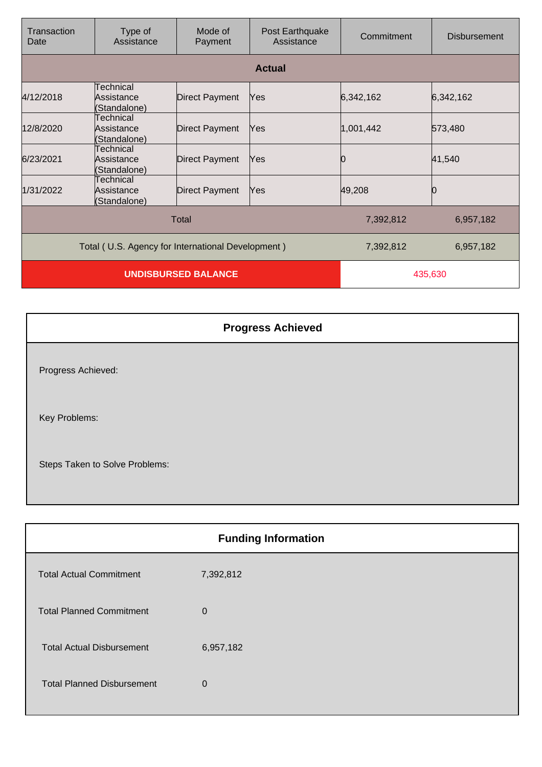| Transaction Date | Type of Assistance | Mode of Payment | Post Earthquake Assistance | Commitment | Disbursement |
|---|---|---|---|---|---|
| **Actual** | | | | | |
| 4/12/2018 | Technical Assistance (Standalone) | Direct Payment | Yes | 6,342,162 | 6,342,162 |
| 12/8/2020 | Technical Assistance (Standalone) | Direct Payment | Yes | 1,001,442 | 573,480 |
| 6/23/2021 | Technical Assistance (Standalone) | Direct Payment | Yes | 0 | 41,540 |
| 1/31/2022 | Technical Assistance (Standalone) | Direct Payment | Yes | 49,208 | 0 |
| Total | | | | 7,392,812 | 6,957,182 |
| Total ( U.S. Agency for International Development ) | | | | 7,392,812 | 6,957,182 |
| **UNDISBURSED BALANCE** | | | | 435,630 | |

| **Progress Achieved** |
|---|
| Progress Achieved: |
| Key Problems: |
| Steps Taken to Solve Problems: |

| **Funding Information** | |
|---|---|
| Total Actual Commitment | 7,392,812 |
| Total Planned Commitment | 0 |
| Total Actual Disbursement | 6,957,182 |
| Total Planned Disbursement | 0 |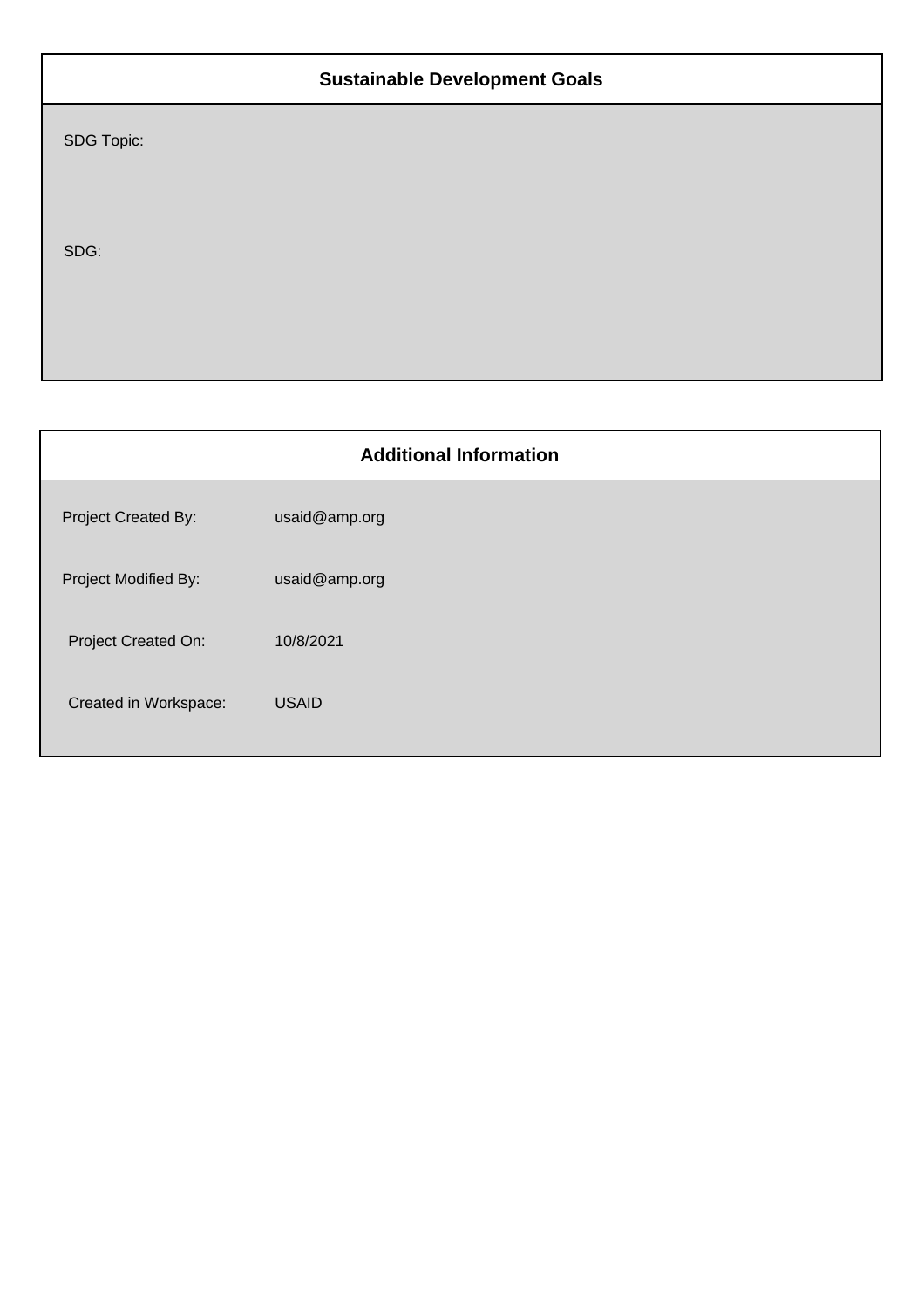## Sustainable Development Goals

SDG Topic:

SDG:

## Additional Information

| | |
|---|---|
| Project Created By: | usaid@amp.org |
| Project Modified By: | usaid@amp.org |
| Project Created On: | 10/8/2021 |
| Created in Workspace: | USAID |